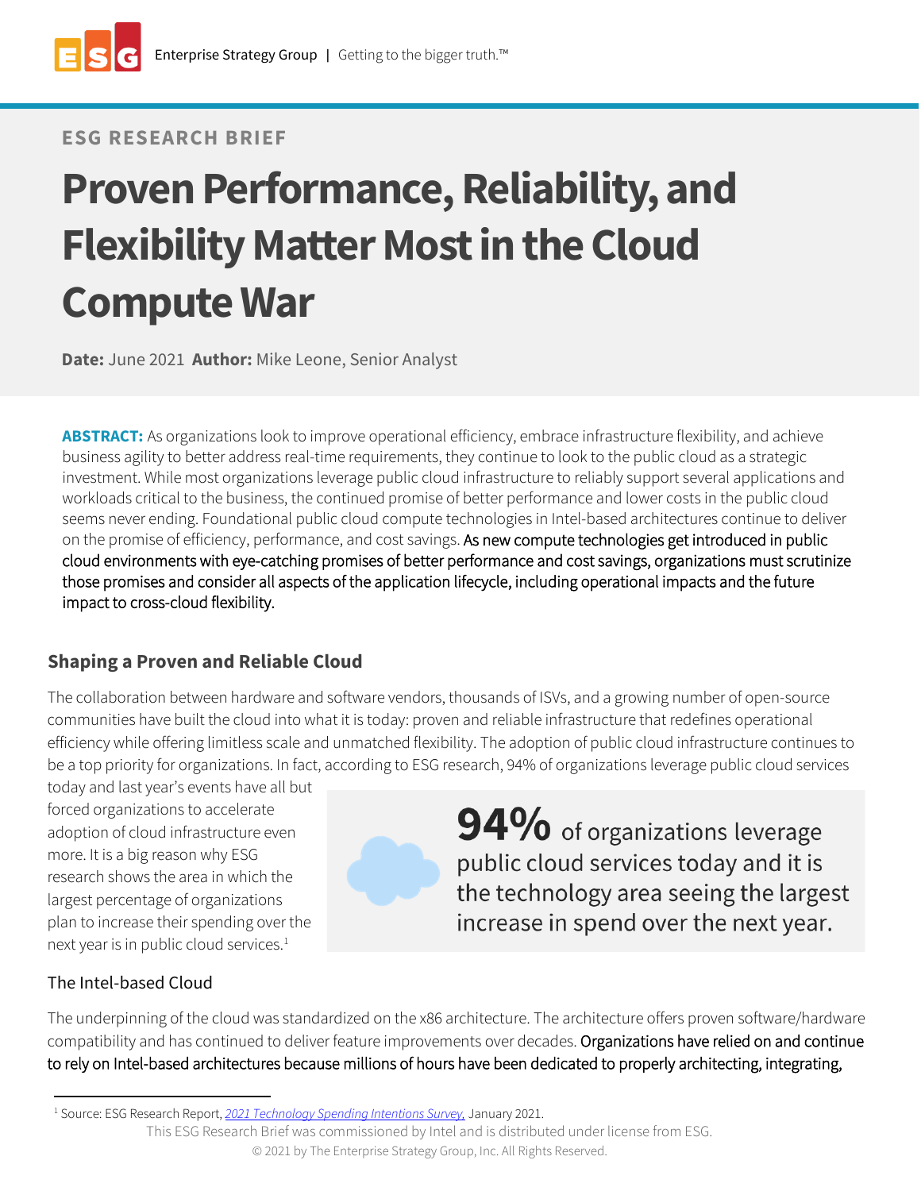ESG RESEARCH BRIEF

# Proven Performance, Reliability, and Flexibility Matter Most in the Cloud Compute War

**Date:** June 2021 **Author:** Mike Leone, Senior Analyst

**ABSTRACT:** As organizations look to improve operational efficiency, embrace infrastructure flexibility, and achieve business agility to better address real-time requirements, they continue to look to the public cloud as a strategic investment. While most organizations leverage public cloud infrastructure to reliably support several applications and workloads critical to the business, the continued promise of better performance and lower costs in the public cloud seems never ending. Foundational public cloud compute technologies in Intel-based architectures continue to deliver on the promise of efficiency, performance, and cost savings. As new compute technologies get introduced in public cloud environments with eye-catching promises of better performance and cost savings, organizations must scrutinize those promises and consider all aspects of the application lifecycle, including operational impacts and the future impact to cross-cloud flexibility.

## Shaping a Proven and Reliable Cloud

The collaboration between hardware and software vendors, thousands of ISVs, and a growing number of open-source communities have built the cloud into what it is today: proven and reliable infrastructure that redefines operational efficiency while offering limitless scale and unmatched flexibility. The adoption of public cloud infrastructure continues to be a top priority for organizations. In fact, according to ESG research, 94% of organizations leverage public cloud services today and last year's events have all but forced organizations to accelerate adoption of cloud infrastructure even more. It is a big reason why ESG research shows the area in which the largest percentage of organizations plan to increase their spending over the next year is in public cloud services.[1]

> **94%** of organizations leverage public cloud services today and it is the technology area seeing the largest increase in spend over the next year.

### The Intel-based Cloud

The underpinning of the cloud was standardized on the x86 architecture. The architecture offers proven software/hardware compatibility and has continued to deliver feature improvements over decades. Organizations have relied on and continue to rely on Intel-based architectures because millions of hours have been dedicated to properly architecting, integrating,

[1] Source: ESG Research Report, *2021 Technology Spending Intentions Survey*, January 2021.

This ESG Research Brief was commissioned by Intel and is distributed under license from ESG.

© 2021 by The Enterprise Strategy Group, Inc. All Rights Reserved.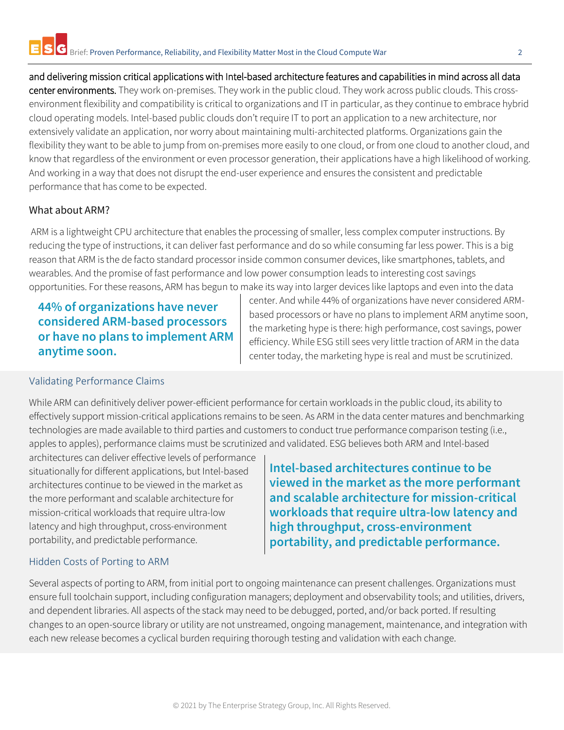**and delivering mission critical applications with Intel-based architecture features and capabilities in mind across all data center environments.** They work on-premises. They work in the public cloud. They work across public clouds. This cross-environment flexibility and compatibility is critical to organizations and IT in particular, as they continue to embrace hybrid cloud operating models. Intel-based public clouds don't require IT to port an application to a new architecture, nor extensively validate an application, nor worry about maintaining multi-architected platforms. Organizations gain the flexibility they want to be able to jump from on-premises more easily to one cloud, or from one cloud to another cloud, and know that regardless of the environment or even processor generation, their applications have a high likelihood of working. And working in a way that does not disrupt the end-user experience and ensures the consistent and predictable performance that has come to be expected.

## What about ARM?

ARM is a lightweight CPU architecture that enables the processing of smaller, less complex computer instructions. By reducing the type of instructions, it can deliver fast performance and do so while consuming far less power. This is a big reason that ARM is the de facto standard processor inside common consumer devices, like smartphones, tablets, and wearables. And the promise of fast performance and low power consumption leads to interesting cost savings opportunities. For these reasons, ARM has begun to make its way into larger devices like laptops and even into the data center. And while 44% of organizations have never considered ARM-based processors or have no plans to implement ARM anytime soon, the marketing hype is there: high performance, cost savings, power efficiency. While ESG still sees very little traction of ARM in the data center today, the marketing hype is real and must be scrutinized.

**44% of organizations have never considered ARM-based processors or have no plans to implement ARM anytime soon.**

### Validating Performance Claims

While ARM can definitively deliver power-efficient performance for certain workloads in the public cloud, its ability to effectively support mission-critical applications remains to be seen. As ARM in the data center matures and benchmarking technologies are made available to third parties and customers to conduct true performance comparison testing (i.e., apples to apples), performance claims must be scrutinized and validated. ESG believes both ARM and Intel-based architectures can deliver effective levels of performance situationally for different applications, but Intel-based architectures continue to be viewed in the market as the more performant and scalable architecture for mission-critical workloads that require ultra-low latency and high throughput, cross-environment portability, and predictable performance.

**Intel-based architectures continue to be viewed in the market as the more performant and scalable architecture for mission-critical workloads that require ultra-low latency and high throughput, cross-environment portability, and predictable performance.**

### Hidden Costs of Porting to ARM

Several aspects of porting to ARM, from initial port to ongoing maintenance can present challenges. Organizations must ensure full toolchain support, including configuration managers; deployment and observability tools; and utilities, drivers, and dependent libraries. All aspects of the stack may need to be debugged, ported, and/or back ported. If resulting changes to an open-source library or utility are not unstreamed, ongoing management, maintenance, and integration with each new release becomes a cyclical burden requiring thorough testing and validation with each change.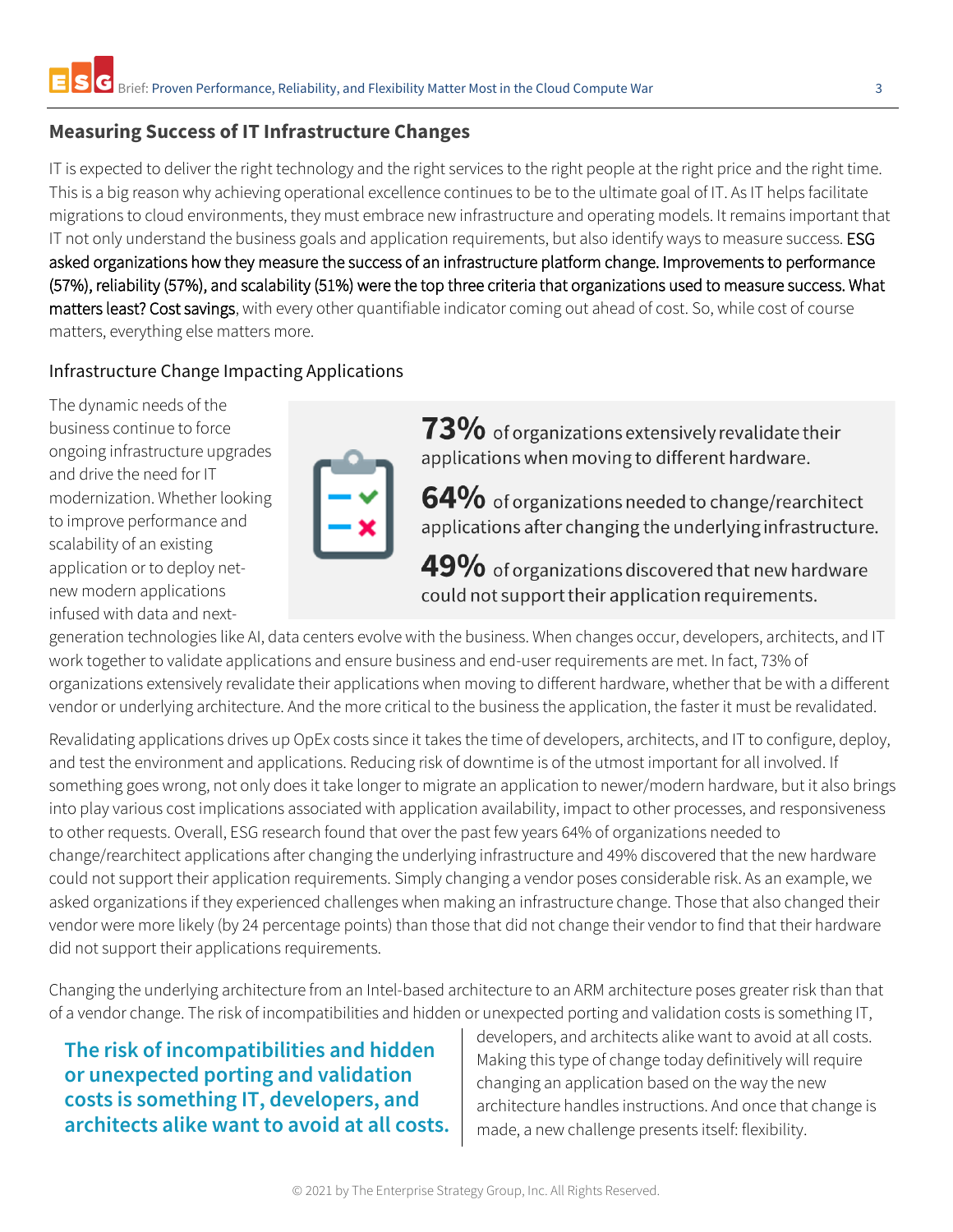## Measuring Success of IT Infrastructure Changes

IT is expected to deliver the right technology and the right services to the right people at the right price and the right time. This is a big reason why achieving operational excellence continues to be to the ultimate goal of IT. As IT helps facilitate migrations to cloud environments, they must embrace new infrastructure and operating models. It remains important that IT not only understand the business goals and application requirements, but also identify ways to measure success. ESG asked organizations how they measure the success of an infrastructure platform change. Improvements to performance (57%), reliability (57%), and scalability (51%) were the top three criteria that organizations used to measure success. What matters least? Cost savings, with every other quantifiable indicator coming out ahead of cost. So, while cost of course matters, everything else matters more.

### Infrastructure Change Impacting Applications

**73%** of organizations extensively revalidate their applications when moving to different hardware.

**64%** of organizations needed to change/rearchitect applications after changing the underlying infrastructure.

**49%** of organizations discovered that new hardware could not support their application requirements.

The dynamic needs of the business continue to force ongoing infrastructure upgrades and drive the need for IT modernization. Whether looking to improve performance and scalability of an existing application or to deploy net-new modern applications infused with data and next-generation technologies like AI, data centers evolve with the business. When changes occur, developers, architects, and IT work together to validate applications and ensure business and end-user requirements are met. In fact, 73% of organizations extensively revalidate their applications when moving to different hardware, whether that be with a different vendor or underlying architecture. And the more critical to the business the application, the faster it must be revalidated.

Revalidating applications drives up OpEx costs since it takes the time of developers, architects, and IT to configure, deploy, and test the environment and applications. Reducing risk of downtime is of the utmost important for all involved. If something goes wrong, not only does it take longer to migrate an application to newer/modern hardware, but it also brings into play various cost implications associated with application availability, impact to other processes, and responsiveness to other requests. Overall, ESG research found that over the past few years 64% of organizations needed to change/rearchitect applications after changing the underlying infrastructure and 49% discovered that the new hardware could not support their application requirements. Simply changing a vendor poses considerable risk. As an example, we asked organizations if they experienced challenges when making an infrastructure change. Those that also changed their vendor were more likely (by 24 percentage points) than those that did not change their vendor to find that their hardware did not support their applications requirements.

Changing the underlying architecture from an Intel-based architecture to an ARM architecture poses greater risk than that of a vendor change. The risk of incompatibilities and hidden or unexpected porting and validation costs is something IT, developers, and architects alike want to avoid at all costs. Making this type of change today definitively will require changing an application based on the way the new architecture handles instructions. And once that change is made, a new challenge presents itself: flexibility.

**The risk of incompatibilities and hidden or unexpected porting and validation costs is something IT, developers, and architects alike want to avoid at all costs.**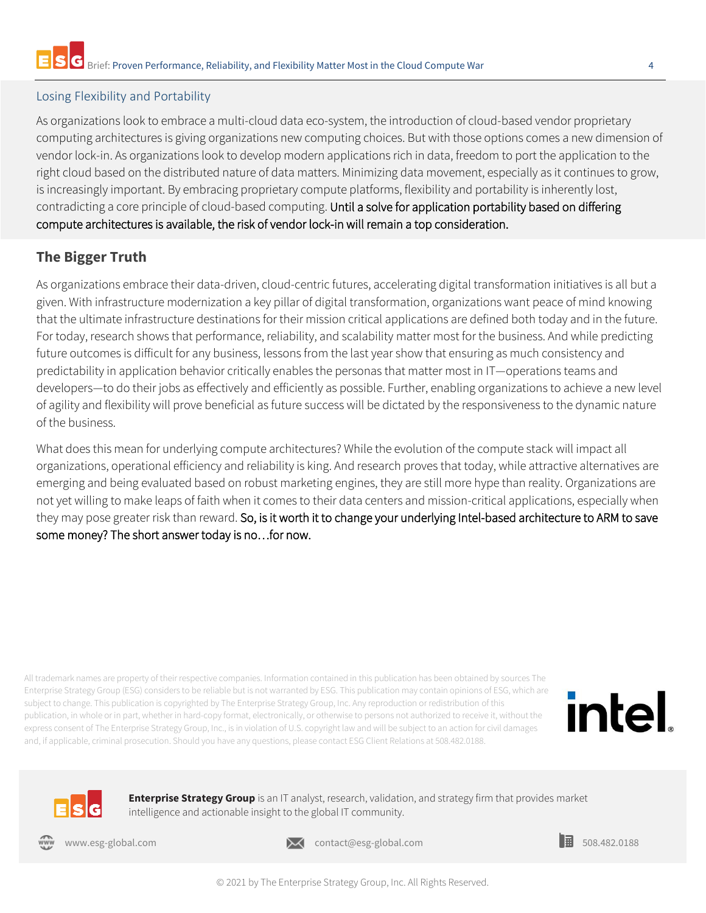## Losing Flexibility and Portability

As organizations look to embrace a multi-cloud data eco-system, the introduction of cloud-based vendor proprietary computing architectures is giving organizations new computing choices. But with those options comes a new dimension of vendor lock-in. As organizations look to develop modern applications rich in data, freedom to port the application to the right cloud based on the distributed nature of data matters. Minimizing data movement, especially as it continues to grow, is increasingly important. By embracing proprietary compute platforms, flexibility and portability is inherently lost, contradicting a core principle of cloud-based computing. Until a solve for application portability based on differing compute architectures is available, the risk of vendor lock-in will remain a top consideration.

## The Bigger Truth

As organizations embrace their data-driven, cloud-centric futures, accelerating digital transformation initiatives is all but a given. With infrastructure modernization a key pillar of digital transformation, organizations want peace of mind knowing that the ultimate infrastructure destinations for their mission critical applications are defined both today and in the future. For today, research shows that performance, reliability, and scalability matter most for the business. And while predicting future outcomes is difficult for any business, lessons from the last year show that ensuring as much consistency and predictability in application behavior critically enables the personas that matter most in IT—operations teams and developers—to do their jobs as effectively and efficiently as possible. Further, enabling organizations to achieve a new level of agility and flexibility will prove beneficial as future success will be dictated by the responsiveness to the dynamic nature of the business.

What does this mean for underlying compute architectures? While the evolution of the compute stack will impact all organizations, operational efficiency and reliability is king. And research proves that today, while attractive alternatives are emerging and being evaluated based on robust marketing engines, they are still more hype than reality. Organizations are not yet willing to make leaps of faith when it comes to their data centers and mission-critical applications, especially when they may pose greater risk than reward. So, is it worth it to change your underlying Intel-based architecture to ARM to save some money? The short answer today is no…for now.

All trademark names are property of their respective companies. Information contained in this publication has been obtained by sources The Enterprise Strategy Group (ESG) considers to be reliable but is not warranted by ESG. This publication may contain opinions of ESG, which are subject to change. This publication is copyrighted by The Enterprise Strategy Group, Inc. Any reproduction or redistribution of this publication, in whole or in part, whether in hard-copy format, electronically, or otherwise to persons not authorized to receive it, without the express consent of The Enterprise Strategy Group, Inc., is in violation of U.S. copyright law and will be subject to an action for civil damages and, if applicable, criminal prosecution. Should you have any questions, please contact ESG Client Relations at 508.482.0188.

**Enterprise Strategy Group** is an IT analyst, research, validation, and strategy firm that provides market intelligence and actionable insight to the global IT community.

www.esg-global.com | contact@esg-global.com | 508.482.0188

© 2021 by The Enterprise Strategy Group, Inc. All Rights Reserved.